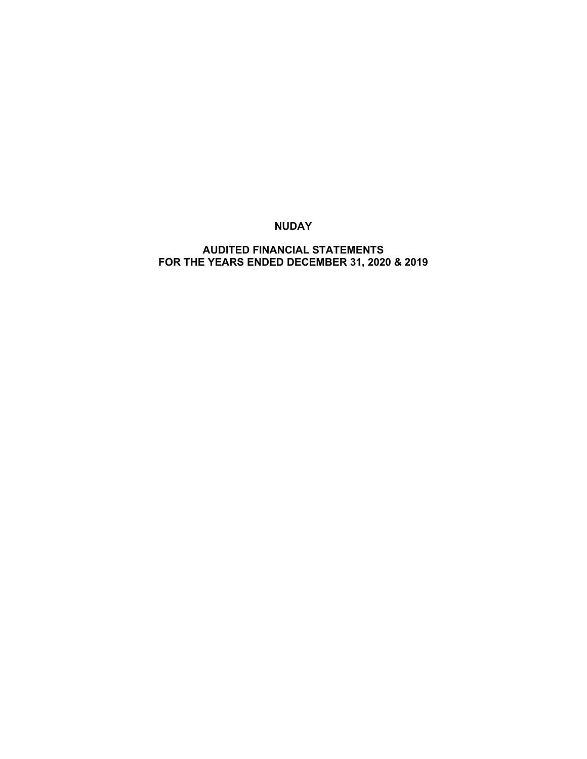# NUDAY

## AUDITED FINANCIAL STATEMENTS
## FOR THE YEARS ENDED DECEMBER 31, 2020 & 2019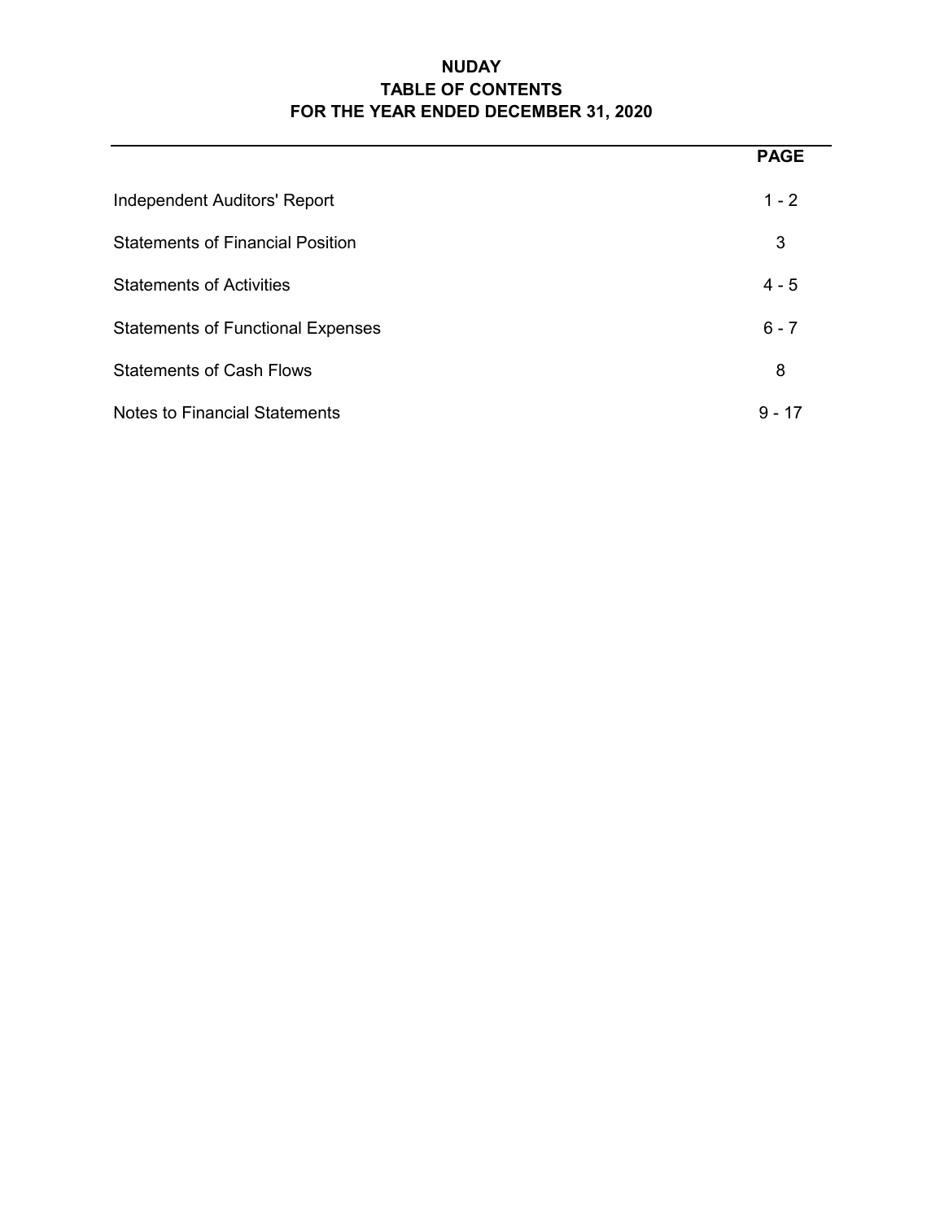# NUDAY
## TABLE OF CONTENTS
## FOR THE YEAR ENDED DECEMBER 31, 2020

| | PAGE |
|---|---|
| Independent Auditors' Report | 1 - 2 |
| Statements of Financial Position | 3 |
| Statements of Activities | 4 - 5 |
| Statements of Functional Expenses | 6 - 7 |
| Statements of Cash Flows | 8 |
| Notes to Financial Statements | 9 - 17 |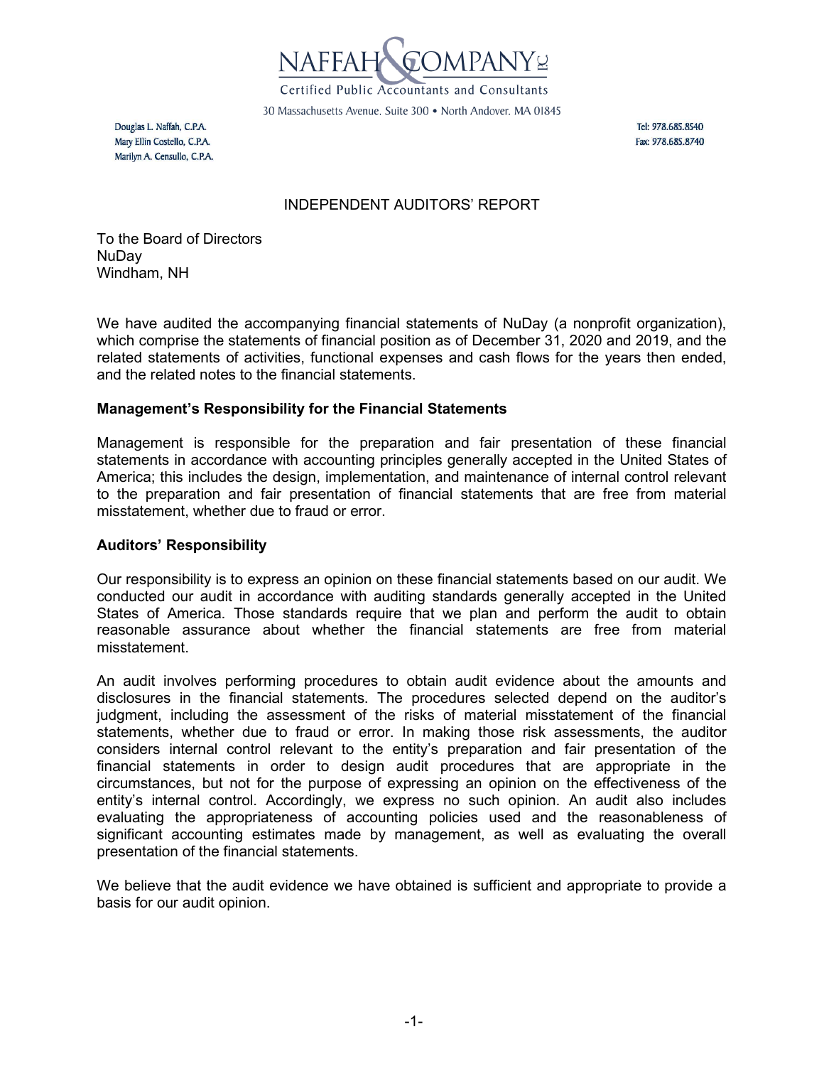NAFFAH & COMPANY PC

Certified Public Accountants and Consultants

30 Massachusetts Avenue, Suite 300 • North Andover, MA 01845

Douglas L. Naffah, C.P.A.
Mary Ellin Costello, C.P.A.
Marilyn A. Censullo, C.P.A.

Tel: 978.685.8540
Fax: 978.685.8740

# INDEPENDENT AUDITORS' REPORT

To the Board of Directors
NuDay
Windham, NH

We have audited the accompanying financial statements of NuDay (a nonprofit organization), which comprise the statements of financial position as of December 31, 2020 and 2019, and the related statements of activities, functional expenses and cash flows for the years then ended, and the related notes to the financial statements.

**Management's Responsibility for the Financial Statements**

Management is responsible for the preparation and fair presentation of these financial statements in accordance with accounting principles generally accepted in the United States of America; this includes the design, implementation, and maintenance of internal control relevant to the preparation and fair presentation of financial statements that are free from material misstatement, whether due to fraud or error.

**Auditors' Responsibility**

Our responsibility is to express an opinion on these financial statements based on our audit. We conducted our audit in accordance with auditing standards generally accepted in the United States of America. Those standards require that we plan and perform the audit to obtain reasonable assurance about whether the financial statements are free from material misstatement.

An audit involves performing procedures to obtain audit evidence about the amounts and disclosures in the financial statements. The procedures selected depend on the auditor's judgment, including the assessment of the risks of material misstatement of the financial statements, whether due to fraud or error. In making those risk assessments, the auditor considers internal control relevant to the entity's preparation and fair presentation of the financial statements in order to design audit procedures that are appropriate in the circumstances, but not for the purpose of expressing an opinion on the effectiveness of the entity's internal control. Accordingly, we express no such opinion. An audit also includes evaluating the appropriateness of accounting policies used and the reasonableness of significant accounting estimates made by management, as well as evaluating the overall presentation of the financial statements.

We believe that the audit evidence we have obtained is sufficient and appropriate to provide a basis for our audit opinion.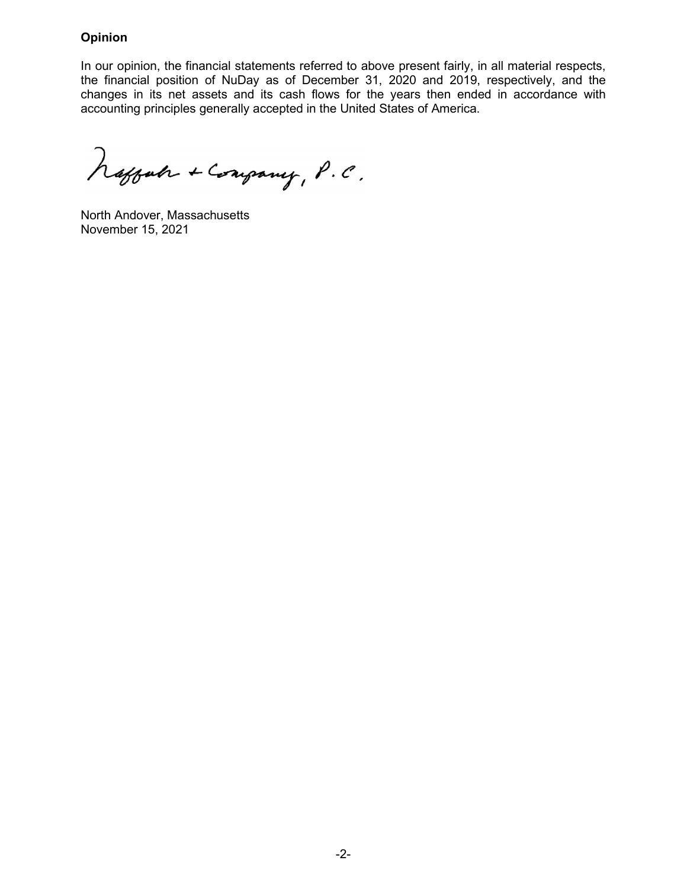**Opinion**

In our opinion, the financial statements referred to above present fairly, in all material respects, the financial position of NuDay as of December 31, 2020 and 2019, respectively, and the changes in its net assets and its cash flows for the years then ended in accordance with accounting principles generally accepted in the United States of America.

Raffa & Company, P.C.

North Andover, Massachusetts
November 15, 2021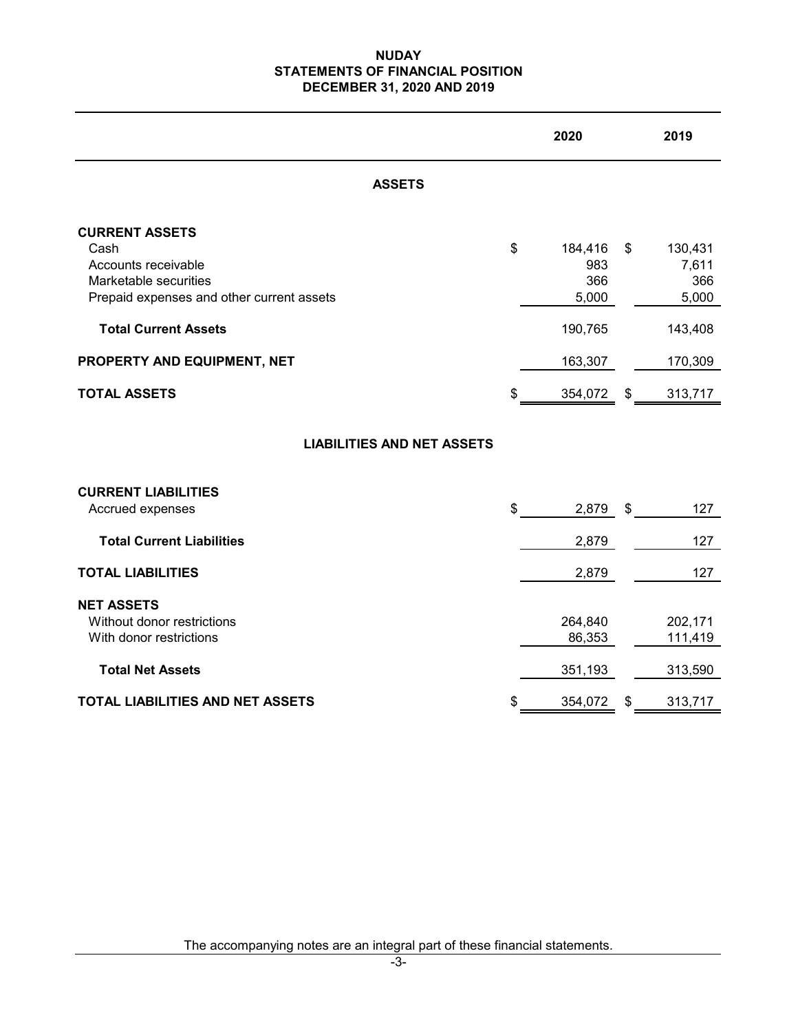# NUDAY
## STATEMENTS OF FINANCIAL POSITION
### DECEMBER 31, 2020 AND 2019

| | 2020 | 2019 |
|---|---|---|
| **ASSETS** | | |
| **CURRENT ASSETS** | | |
| Cash | $ 184,416 | $ 130,431 |
| Accounts receivable | 983 | 7,611 |
| Marketable securities | 366 | 366 |
| Prepaid expenses and other current assets | 5,000 | 5,000 |
| **Total Current Assets** | 190,765 | 143,408 |
| **PROPERTY AND EQUIPMENT, NET** | 163,307 | 170,309 |
| **TOTAL ASSETS** | $ 354,072 | $ 313,717 |
| **LIABILITIES AND NET ASSETS** | | |
| **CURRENT LIABILITIES** | | |
| Accrued expenses | $ 2,879 | $ 127 |
| **Total Current Liabilities** | 2,879 | 127 |
| **TOTAL LIABILITIES** | 2,879 | 127 |
| **NET ASSETS** | | |
| Without donor restrictions | 264,840 | 202,171 |
| With donor restrictions | 86,353 | 111,419 |
| **Total Net Assets** | 351,193 | 313,590 |
| **TOTAL LIABILITIES AND NET ASSETS** | $ 354,072 | $ 313,717 |

The accompanying notes are an integral part of these financial statements.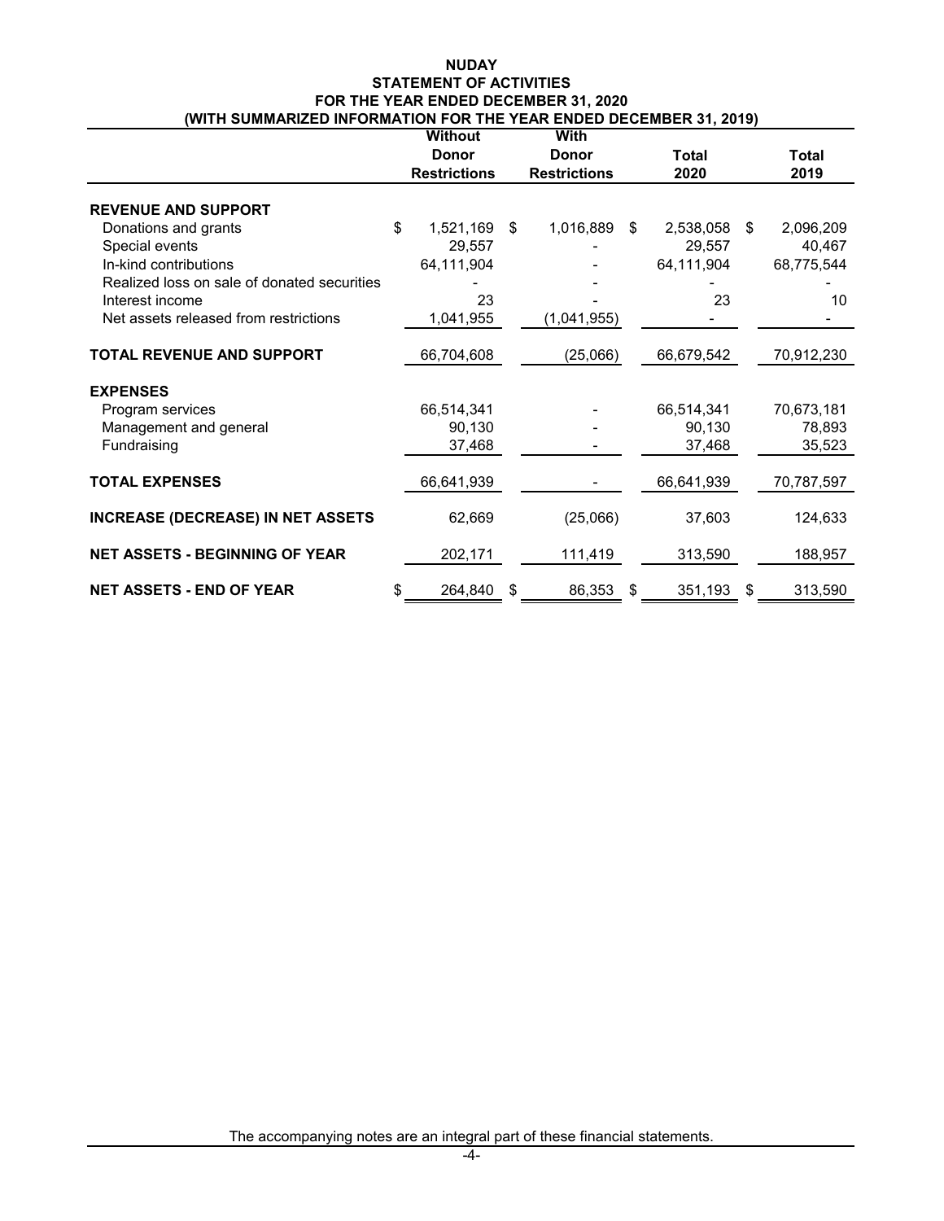# NUDAY

## STATEMENT OF ACTIVITIES

### FOR THE YEAR ENDED DECEMBER 31, 2020

### (WITH SUMMARIZED INFORMATION FOR THE YEAR ENDED DECEMBER 31, 2019)

| | Without Donor Restrictions | With Donor Restrictions | Total 2020 | Total 2019 |
|---|---|---|---|---|
| **REVENUE AND SUPPORT** | | | | |
| Donations and grants | $ 1,521,169 | $ 1,016,889 | $ 2,538,058 | $ 2,096,209 |
| Special events | 29,557 | - | 29,557 | 40,467 |
| In-kind contributions | 64,111,904 | - | 64,111,904 | 68,775,544 |
| Realized loss on sale of donated securities | - | - | - | - |
| Interest income | 23 | - | 23 | 10 |
| Net assets released from restrictions | 1,041,955 | (1,041,955) | - | - |
| **TOTAL REVENUE AND SUPPORT** | 66,704,608 | (25,066) | 66,679,542 | 70,912,230 |
| **EXPENSES** | | | | |
| Program services | 66,514,341 | - | 66,514,341 | 70,673,181 |
| Management and general | 90,130 | - | 90,130 | 78,893 |
| Fundraising | 37,468 | - | 37,468 | 35,523 |
| **TOTAL EXPENSES** | 66,641,939 | - | 66,641,939 | 70,787,597 |
| **INCREASE (DECREASE) IN NET ASSETS** | 62,669 | (25,066) | 37,603 | 124,633 |
| **NET ASSETS - BEGINNING OF YEAR** | 202,171 | 111,419 | 313,590 | 188,957 |
| **NET ASSETS - END OF YEAR** | $ 264,840 | $ 86,353 | $ 351,193 | $ 313,590 |

The accompanying notes are an integral part of these financial statements.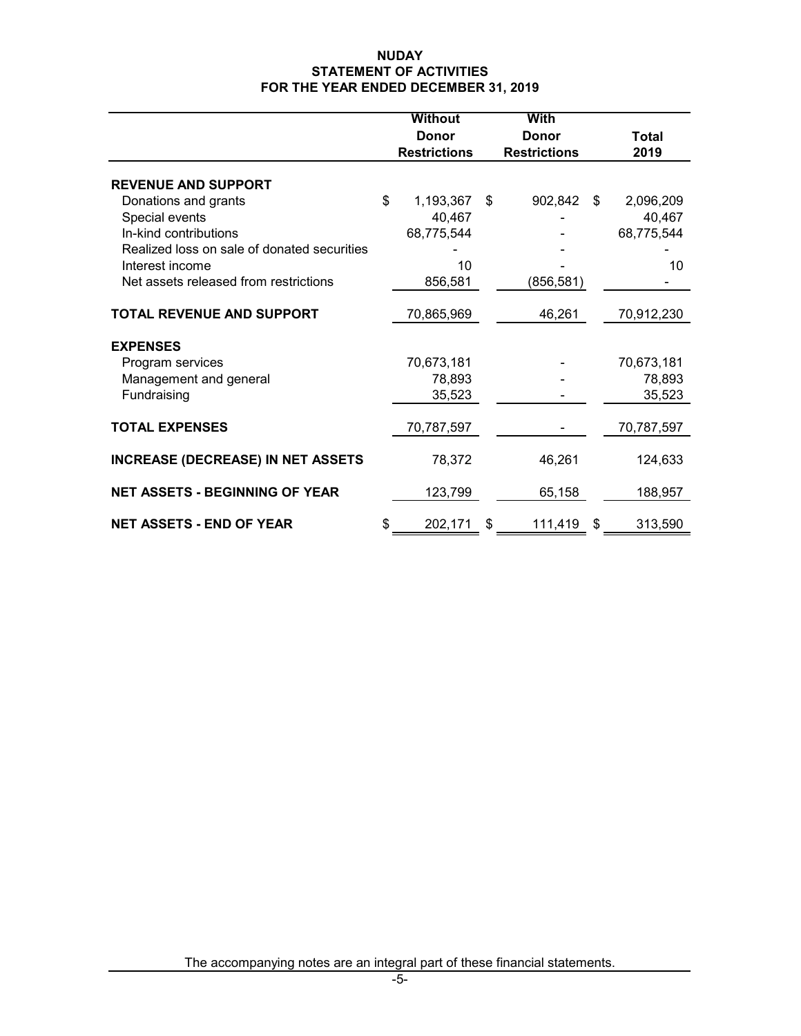# NUDAY
## STATEMENT OF ACTIVITIES
### FOR THE YEAR ENDED DECEMBER 31, 2019

| | Without Donor Restrictions | With Donor Restrictions | Total 2019 |
|---|---|---|---|
| **REVENUE AND SUPPORT** | | | |
| Donations and grants | $ 1,193,367 | $ 902,842 | $ 2,096,209 |
| Special events | 40,467 | - | 40,467 |
| In-kind contributions | 68,775,544 | - | 68,775,544 |
| Realized loss on sale of donated securities | - | - | - |
| Interest income | 10 | - | 10 |
| Net assets released from restrictions | 856,581 | (856,581) | - |
| **TOTAL REVENUE AND SUPPORT** | 70,865,969 | 46,261 | 70,912,230 |
| **EXPENSES** | | | |
| Program services | 70,673,181 | - | 70,673,181 |
| Management and general | 78,893 | - | 78,893 |
| Fundraising | 35,523 | - | 35,523 |
| **TOTAL EXPENSES** | 70,787,597 | - | 70,787,597 |
| **INCREASE (DECREASE) IN NET ASSETS** | 78,372 | 46,261 | 124,633 |
| **NET ASSETS - BEGINNING OF YEAR** | 123,799 | 65,158 | 188,957 |
| **NET ASSETS - END OF YEAR** | $ 202,171 | $ 111,419 | $ 313,590 |

The accompanying notes are an integral part of these financial statements.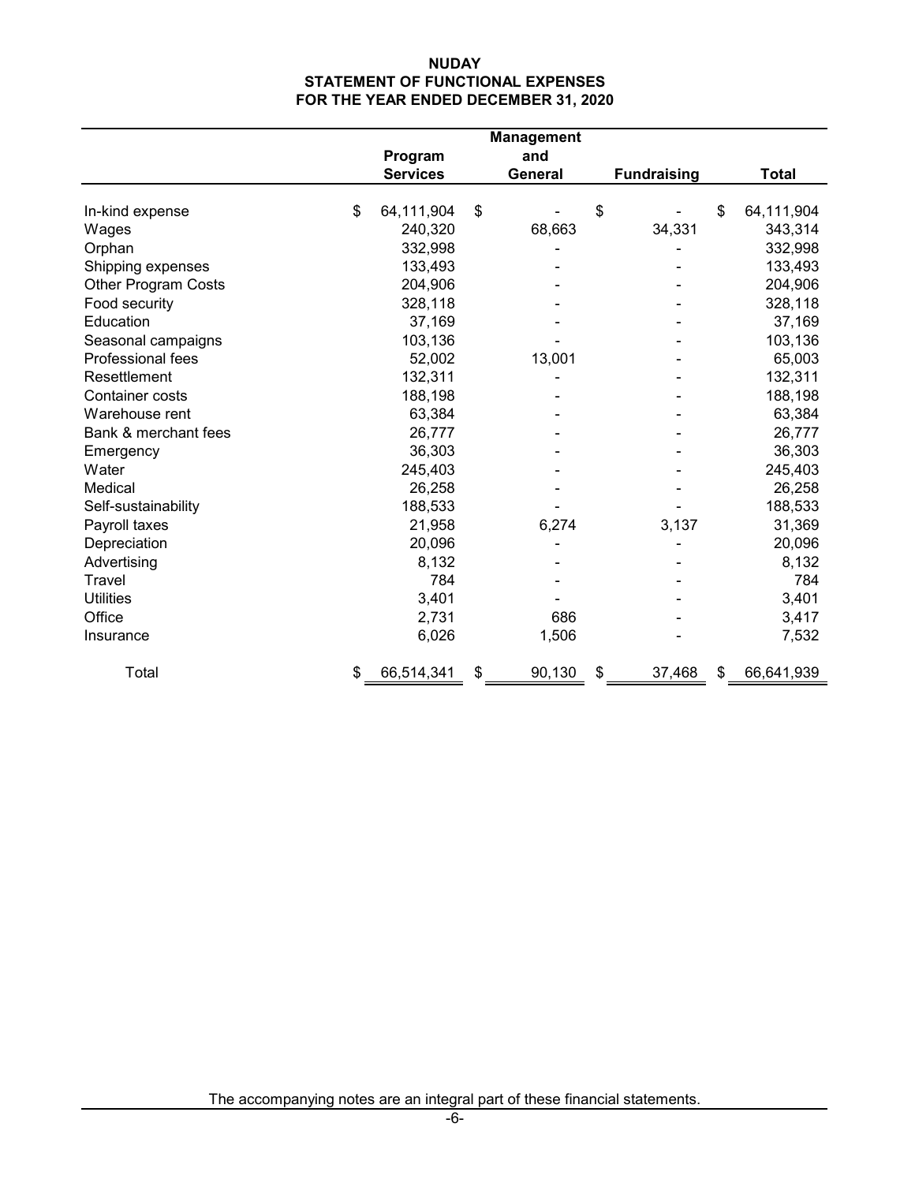# NUDAY

## STATEMENT OF FUNCTIONAL EXPENSES

### FOR THE YEAR ENDED DECEMBER 31, 2020

| | Program Services | Management and General | Fundraising | Total |
|---|---|---|---|---|
| In-kind expense | $ 64,111,904 | $ - | $ - | $ 64,111,904 |
| Wages | 240,320 | 68,663 | 34,331 | 343,314 |
| Orphan | 332,998 | - | - | 332,998 |
| Shipping expenses | 133,493 | - | - | 133,493 |
| Other Program Costs | 204,906 | - | - | 204,906 |
| Food security | 328,118 | - | - | 328,118 |
| Education | 37,169 | - | - | 37,169 |
| Seasonal campaigns | 103,136 | - | - | 103,136 |
| Professional fees | 52,002 | 13,001 | - | 65,003 |
| Resettlement | 132,311 | - | - | 132,311 |
| Container costs | 188,198 | - | - | 188,198 |
| Warehouse rent | 63,384 | - | - | 63,384 |
| Bank & merchant fees | 26,777 | - | - | 26,777 |
| Emergency | 36,303 | - | - | 36,303 |
| Water | 245,403 | - | - | 245,403 |
| Medical | 26,258 | - | - | 26,258 |
| Self-sustainability | 188,533 | - | - | 188,533 |
| Payroll taxes | 21,958 | 6,274 | 3,137 | 31,369 |
| Depreciation | 20,096 | - | - | 20,096 |
| Advertising | 8,132 | - | - | 8,132 |
| Travel | 784 | - | - | 784 |
| Utilities | 3,401 | - | - | 3,401 |
| Office | 2,731 | 686 | - | 3,417 |
| Insurance | 6,026 | 1,506 | - | 7,532 |
| Total | $ 66,514,341 | $ 90,130 | $ 37,468 | $ 66,641,939 |

The accompanying notes are an integral part of these financial statements.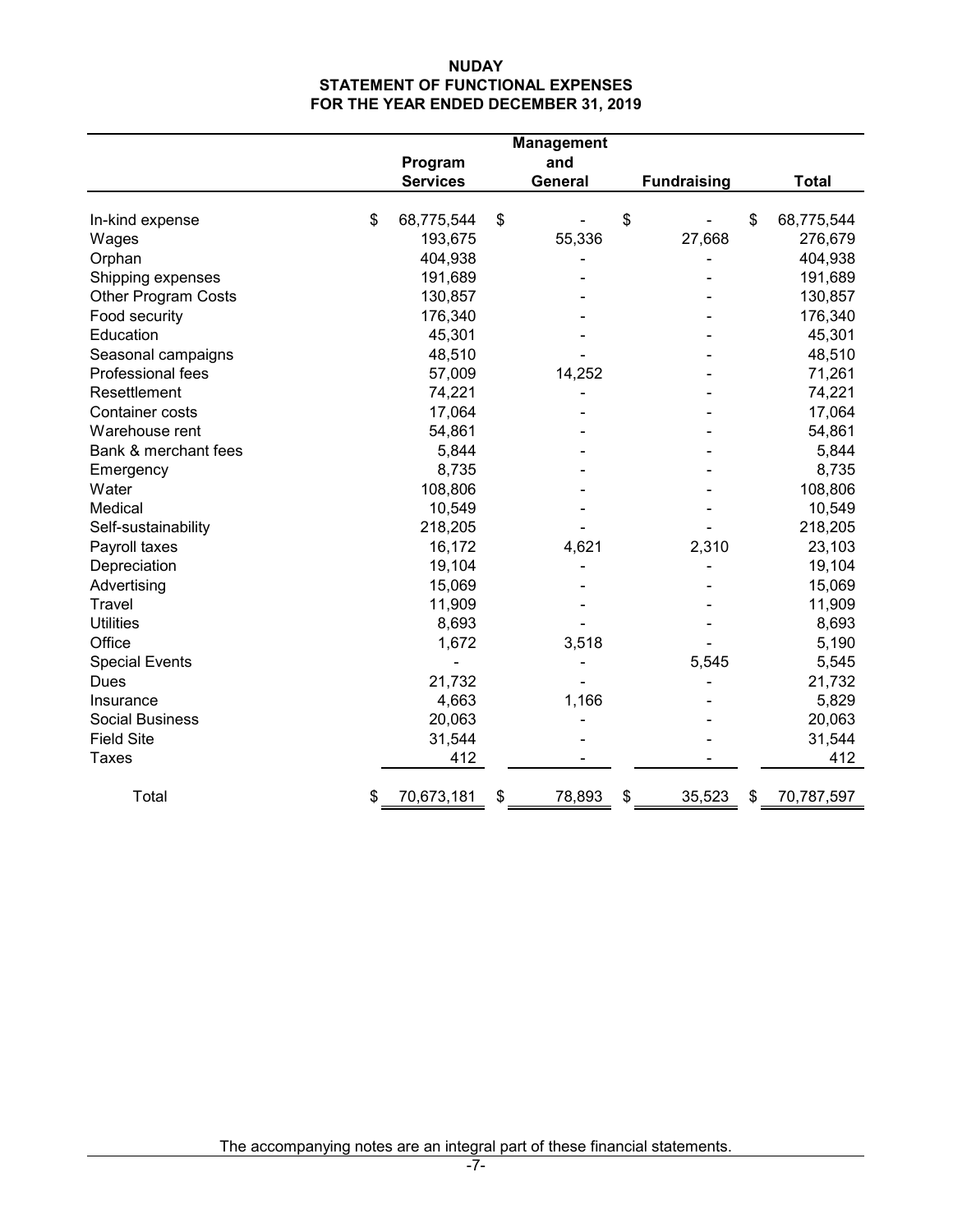# NUDAY
## STATEMENT OF FUNCTIONAL EXPENSES
## FOR THE YEAR ENDED DECEMBER 31, 2019

| | Program Services | Management and General | Fundraising | Total |
|---|---|---|---|---|
| In-kind expense | $ 68,775,544 | $ - | $ - | $ 68,775,544 |
| Wages | 193,675 | 55,336 | 27,668 | 276,679 |
| Orphan | 404,938 | - | - | 404,938 |
| Shipping expenses | 191,689 | - | - | 191,689 |
| Other Program Costs | 130,857 | - | - | 130,857 |
| Food security | 176,340 | - | - | 176,340 |
| Education | 45,301 | - | - | 45,301 |
| Seasonal campaigns | 48,510 | - | - | 48,510 |
| Professional fees | 57,009 | 14,252 | - | 71,261 |
| Resettlement | 74,221 | - | - | 74,221 |
| Container costs | 17,064 | - | - | 17,064 |
| Warehouse rent | 54,861 | - | - | 54,861 |
| Bank & merchant fees | 5,844 | - | - | 5,844 |
| Emergency | 8,735 | - | - | 8,735 |
| Water | 108,806 | - | - | 108,806 |
| Medical | 10,549 | - | - | 10,549 |
| Self-sustainability | 218,205 | - | - | 218,205 |
| Payroll taxes | 16,172 | 4,621 | 2,310 | 23,103 |
| Depreciation | 19,104 | - | - | 19,104 |
| Advertising | 15,069 | - | - | 15,069 |
| Travel | 11,909 | - | - | 11,909 |
| Utilities | 8,693 | - | - | 8,693 |
| Office | 1,672 | 3,518 | - | 5,190 |
| Special Events | - | - | 5,545 | 5,545 |
| Dues | 21,732 | - | - | 21,732 |
| Insurance | 4,663 | 1,166 | - | 5,829 |
| Social Business | 20,063 | - | - | 20,063 |
| Field Site | 31,544 | - | - | 31,544 |
| Taxes | 412 | - | - | 412 |
| Total | $ 70,673,181 | $ 78,893 | $ 35,523 | $ 70,787,597 |

The accompanying notes are an integral part of these financial statements.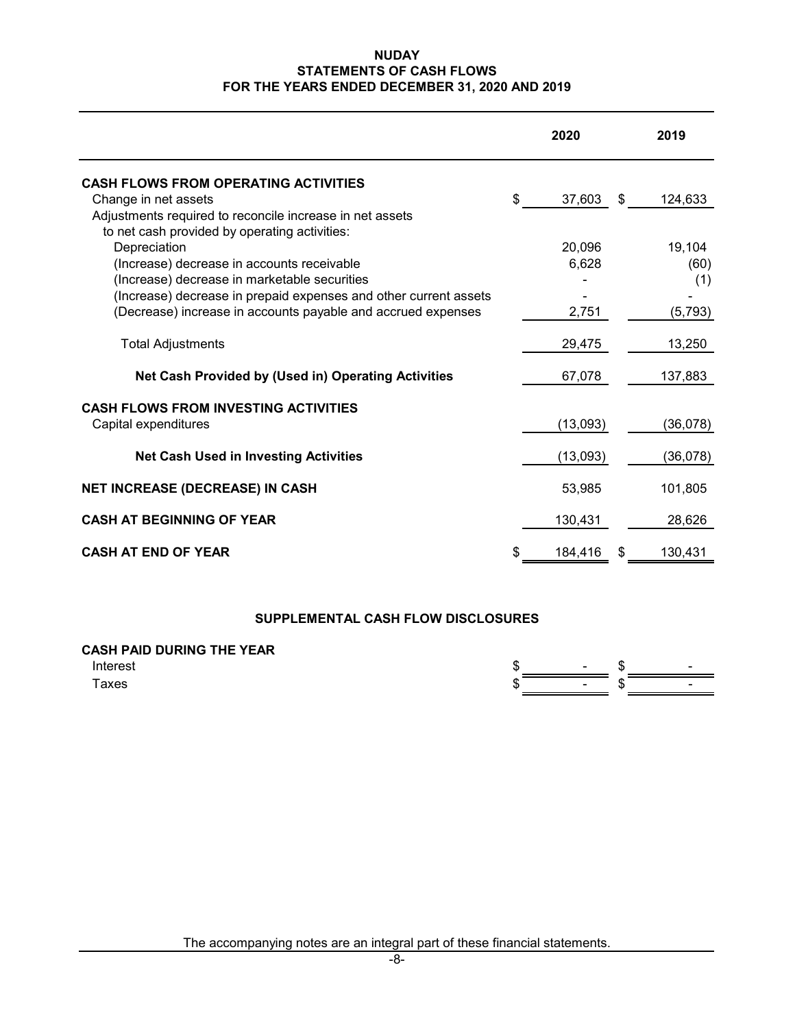# NUDAY
## STATEMENTS OF CASH FLOWS
## FOR THE YEARS ENDED DECEMBER 31, 2020 AND 2019

| | 2020 | 2019 |
|---|---|---|
| **CASH FLOWS FROM OPERATING ACTIVITIES** | | |
| Change in net assets | $ 37,603 | $ 124,633 |
| Adjustments required to reconcile increase in net assets to net cash provided by operating activities: | | |
| Depreciation | 20,096 | 19,104 |
| (Increase) decrease in accounts receivable | 6,628 | (60) |
| (Increase) decrease in marketable securities | - | (1) |
| (Increase) decrease in prepaid expenses and other current assets | - | - |
| (Decrease) increase in accounts payable and accrued expenses | 2,751 | (5,793) |
| Total Adjustments | 29,475 | 13,250 |
| **Net Cash Provided by (Used in) Operating Activities** | 67,078 | 137,883 |
| **CASH FLOWS FROM INVESTING ACTIVITIES** | | |
| Capital expenditures | (13,093) | (36,078) |
| **Net Cash Used in Investing Activities** | (13,093) | (36,078) |
| **NET INCREASE (DECREASE) IN CASH** | 53,985 | 101,805 |
| **CASH AT BEGINNING OF YEAR** | 130,431 | 28,626 |
| **CASH AT END OF YEAR** | $ 184,416 | $ 130,431 |

### SUPPLEMENTAL CASH FLOW DISCLOSURES

| | 2020 | 2019 |
|---|---|---|
| **CASH PAID DURING THE YEAR** | | |
| Interest | $ - | $ - |
| Taxes | $ - | $ - |

The accompanying notes are an integral part of these financial statements.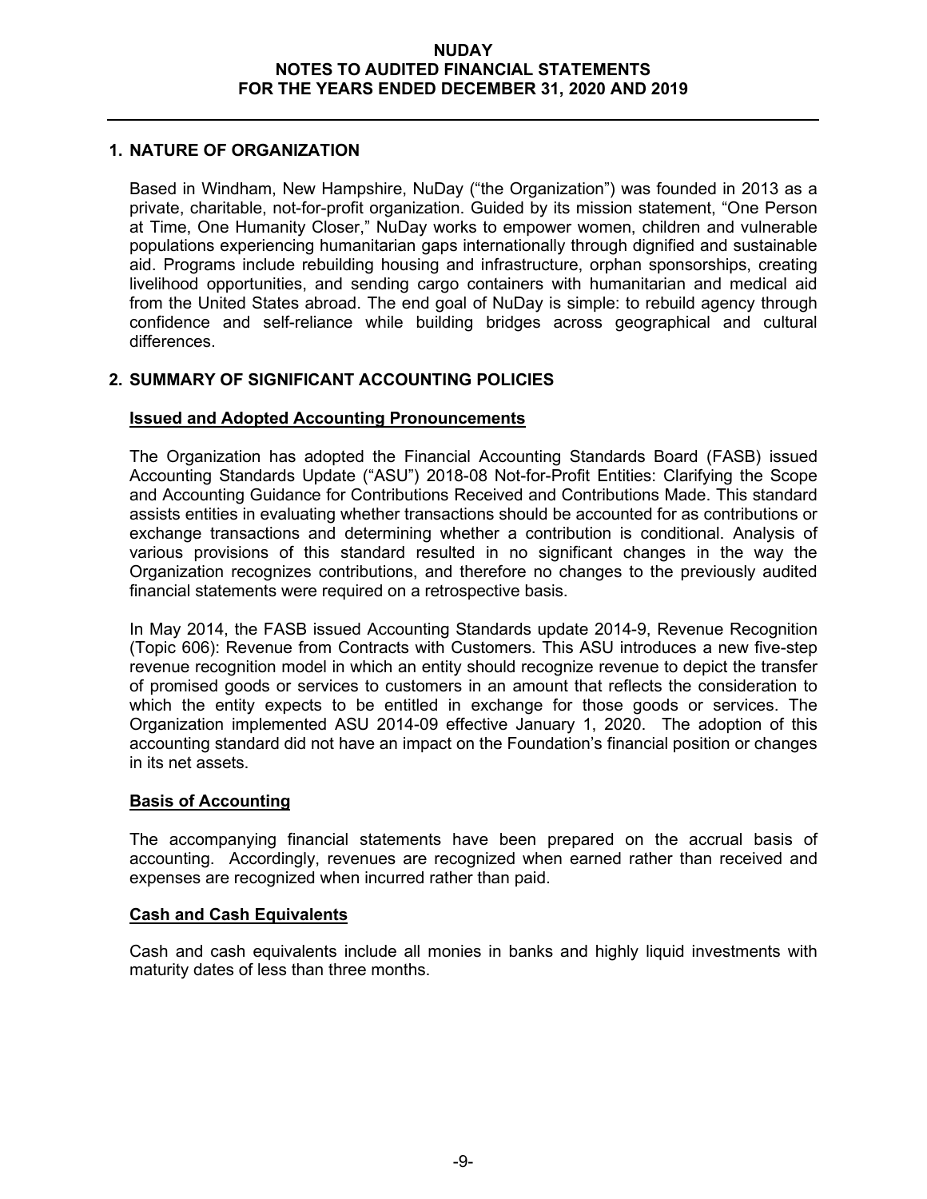# NUDAY
## NOTES TO AUDITED FINANCIAL STATEMENTS
## FOR THE YEARS ENDED DECEMBER 31, 2020 AND 2019

### 1. NATURE OF ORGANIZATION

Based in Windham, New Hampshire, NuDay ("the Organization") was founded in 2013 as a private, charitable, not-for-profit organization. Guided by its mission statement, "One Person at Time, One Humanity Closer," NuDay works to empower women, children and vulnerable populations experiencing humanitarian gaps internationally through dignified and sustainable aid. Programs include rebuilding housing and infrastructure, orphan sponsorships, creating livelihood opportunities, and sending cargo containers with humanitarian and medical aid from the United States abroad. The end goal of NuDay is simple: to rebuild agency through confidence and self-reliance while building bridges across geographical and cultural differences.

### 2. SUMMARY OF SIGNIFICANT ACCOUNTING POLICIES

**Issued and Adopted Accounting Pronouncements**

The Organization has adopted the Financial Accounting Standards Board (FASB) issued Accounting Standards Update ("ASU") 2018-08 Not-for-Profit Entities: Clarifying the Scope and Accounting Guidance for Contributions Received and Contributions Made. This standard assists entities in evaluating whether transactions should be accounted for as contributions or exchange transactions and determining whether a contribution is conditional. Analysis of various provisions of this standard resulted in no significant changes in the way the Organization recognizes contributions, and therefore no changes to the previously audited financial statements were required on a retrospective basis.

In May 2014, the FASB issued Accounting Standards update 2014-9, Revenue Recognition (Topic 606): Revenue from Contracts with Customers. This ASU introduces a new five-step revenue recognition model in which an entity should recognize revenue to depict the transfer of promised goods or services to customers in an amount that reflects the consideration to which the entity expects to be entitled in exchange for those goods or services. The Organization implemented ASU 2014-09 effective January 1, 2020. The adoption of this accounting standard did not have an impact on the Foundation's financial position or changes in its net assets.

**Basis of Accounting**

The accompanying financial statements have been prepared on the accrual basis of accounting. Accordingly, revenues are recognized when earned rather than received and expenses are recognized when incurred rather than paid.

**Cash and Cash Equivalents**

Cash and cash equivalents include all monies in banks and highly liquid investments with maturity dates of less than three months.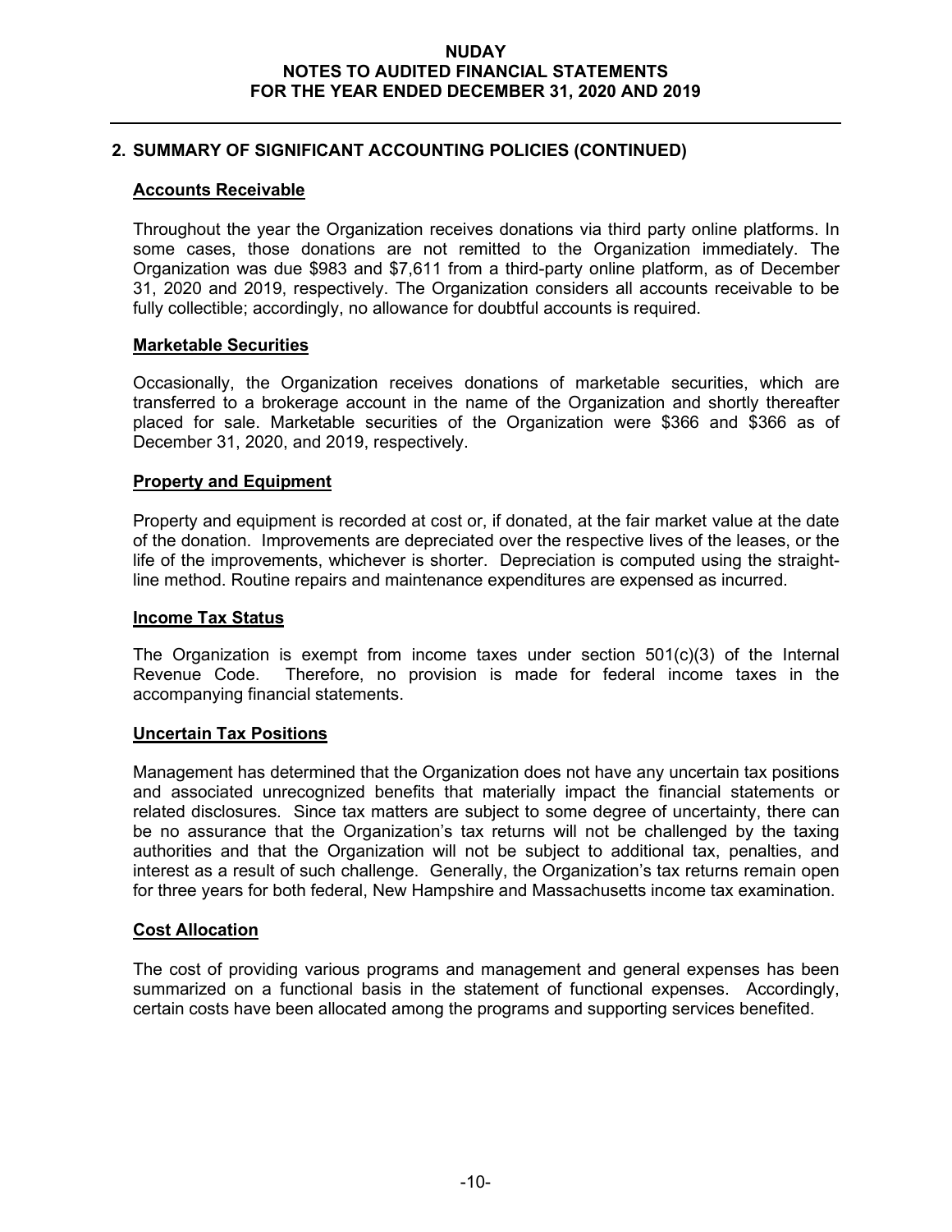## 2. SUMMARY OF SIGNIFICANT ACCOUNTING POLICIES (CONTINUED)

### Accounts Receivable

Throughout the year the Organization receives donations via third party online platforms. In some cases, those donations are not remitted to the Organization immediately. The Organization was due $983 and $7,611 from a third-party online platform, as of December 31, 2020 and 2019, respectively. The Organization considers all accounts receivable to be fully collectible; accordingly, no allowance for doubtful accounts is required.

### Marketable Securities

Occasionally, the Organization receives donations of marketable securities, which are transferred to a brokerage account in the name of the Organization and shortly thereafter placed for sale. Marketable securities of the Organization were $366 and $366 as of December 31, 2020, and 2019, respectively.

### Property and Equipment

Property and equipment is recorded at cost or, if donated, at the fair market value at the date of the donation. Improvements are depreciated over the respective lives of the leases, or the life of the improvements, whichever is shorter. Depreciation is computed using the straight-line method. Routine repairs and maintenance expenditures are expensed as incurred.

### Income Tax Status

The Organization is exempt from income taxes under section 501(c)(3) of the Internal Revenue Code. Therefore, no provision is made for federal income taxes in the accompanying financial statements.

### Uncertain Tax Positions

Management has determined that the Organization does not have any uncertain tax positions and associated unrecognized benefits that materially impact the financial statements or related disclosures. Since tax matters are subject to some degree of uncertainty, there can be no assurance that the Organization's tax returns will not be challenged by the taxing authorities and that the Organization will not be subject to additional tax, penalties, and interest as a result of such challenge. Generally, the Organization's tax returns remain open for three years for both federal, New Hampshire and Massachusetts income tax examination.

### Cost Allocation

The cost of providing various programs and management and general expenses has been summarized on a functional basis in the statement of functional expenses. Accordingly, certain costs have been allocated among the programs and supporting services benefited.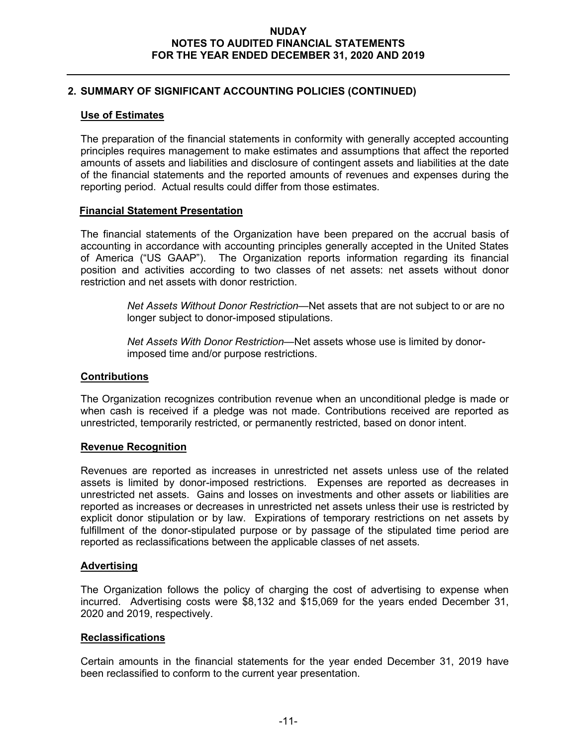## 2. SUMMARY OF SIGNIFICANT ACCOUNTING POLICIES (CONTINUED)

### Use of Estimates

The preparation of the financial statements in conformity with generally accepted accounting principles requires management to make estimates and assumptions that affect the reported amounts of assets and liabilities and disclosure of contingent assets and liabilities at the date of the financial statements and the reported amounts of revenues and expenses during the reporting period. Actual results could differ from those estimates.

### Financial Statement Presentation

The financial statements of the Organization have been prepared on the accrual basis of accounting in accordance with accounting principles generally accepted in the United States of America ("US GAAP"). The Organization reports information regarding its financial position and activities according to two classes of net assets: net assets without donor restriction and net assets with donor restriction.

> *Net Assets Without Donor Restriction*—Net assets that are not subject to or are no longer subject to donor-imposed stipulations.
>
> *Net Assets With Donor Restriction*—Net assets whose use is limited by donor-imposed time and/or purpose restrictions.

### Contributions

The Organization recognizes contribution revenue when an unconditional pledge is made or when cash is received if a pledge was not made. Contributions received are reported as unrestricted, temporarily restricted, or permanently restricted, based on donor intent.

### Revenue Recognition

Revenues are reported as increases in unrestricted net assets unless use of the related assets is limited by donor-imposed restrictions. Expenses are reported as decreases in unrestricted net assets. Gains and losses on investments and other assets or liabilities are reported as increases or decreases in unrestricted net assets unless their use is restricted by explicit donor stipulation or by law. Expirations of temporary restrictions on net assets by fulfillment of the donor-stipulated purpose or by passage of the stipulated time period are reported as reclassifications between the applicable classes of net assets.

### Advertising

The Organization follows the policy of charging the cost of advertising to expense when incurred. Advertising costs were $8,132 and $15,069 for the years ended December 31, 2020 and 2019, respectively.

### Reclassifications

Certain amounts in the financial statements for the year ended December 31, 2019 have been reclassified to conform to the current year presentation.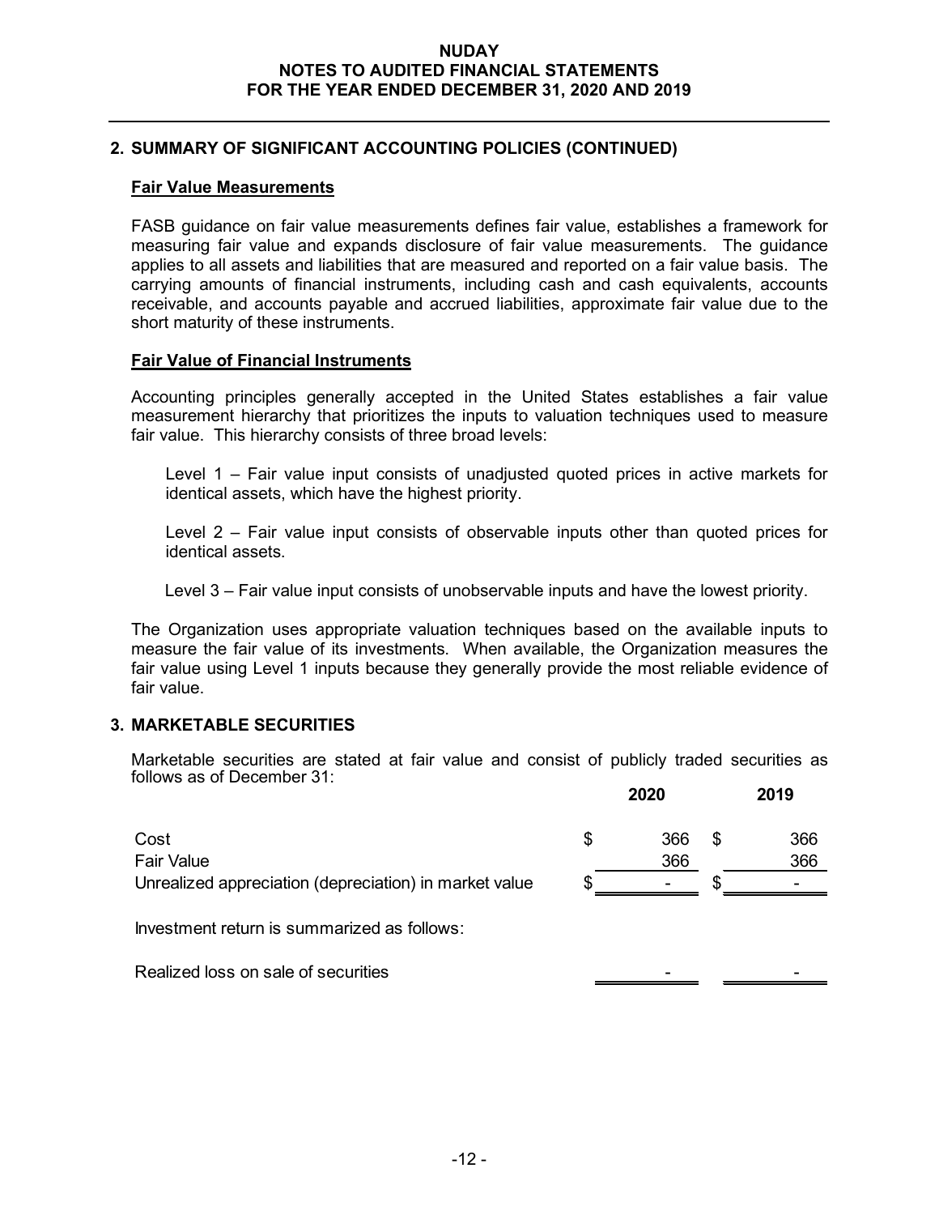## 2. SUMMARY OF SIGNIFICANT ACCOUNTING POLICIES (CONTINUED)

### Fair Value Measurements

FASB guidance on fair value measurements defines fair value, establishes a framework for measuring fair value and expands disclosure of fair value measurements. The guidance applies to all assets and liabilities that are measured and reported on a fair value basis. The carrying amounts of financial instruments, including cash and cash equivalents, accounts receivable, and accounts payable and accrued liabilities, approximate fair value due to the short maturity of these instruments.

### Fair Value of Financial Instruments

Accounting principles generally accepted in the United States establishes a fair value measurement hierarchy that prioritizes the inputs to valuation techniques used to measure fair value. This hierarchy consists of three broad levels:

Level 1 – Fair value input consists of unadjusted quoted prices in active markets for identical assets, which have the highest priority.

Level 2 – Fair value input consists of observable inputs other than quoted prices for identical assets.

Level 3 – Fair value input consists of unobservable inputs and have the lowest priority.

The Organization uses appropriate valuation techniques based on the available inputs to measure the fair value of its investments. When available, the Organization measures the fair value using Level 1 inputs because they generally provide the most reliable evidence of fair value.

## 3. MARKETABLE SECURITIES

Marketable securities are stated at fair value and consist of publicly traded securities as follows as of December 31:

| | 2020 | 2019 |
|---|---|---|
| Cost | $ 366 | $ 366 |
| Fair Value | 366 | 366 |
| Unrealized appreciation (depreciation) in market value | $ - | $ - |

Investment return is summarized as follows:

| | 2020 | 2019 |
|---|---|---|
| Realized loss on sale of securities | - | - |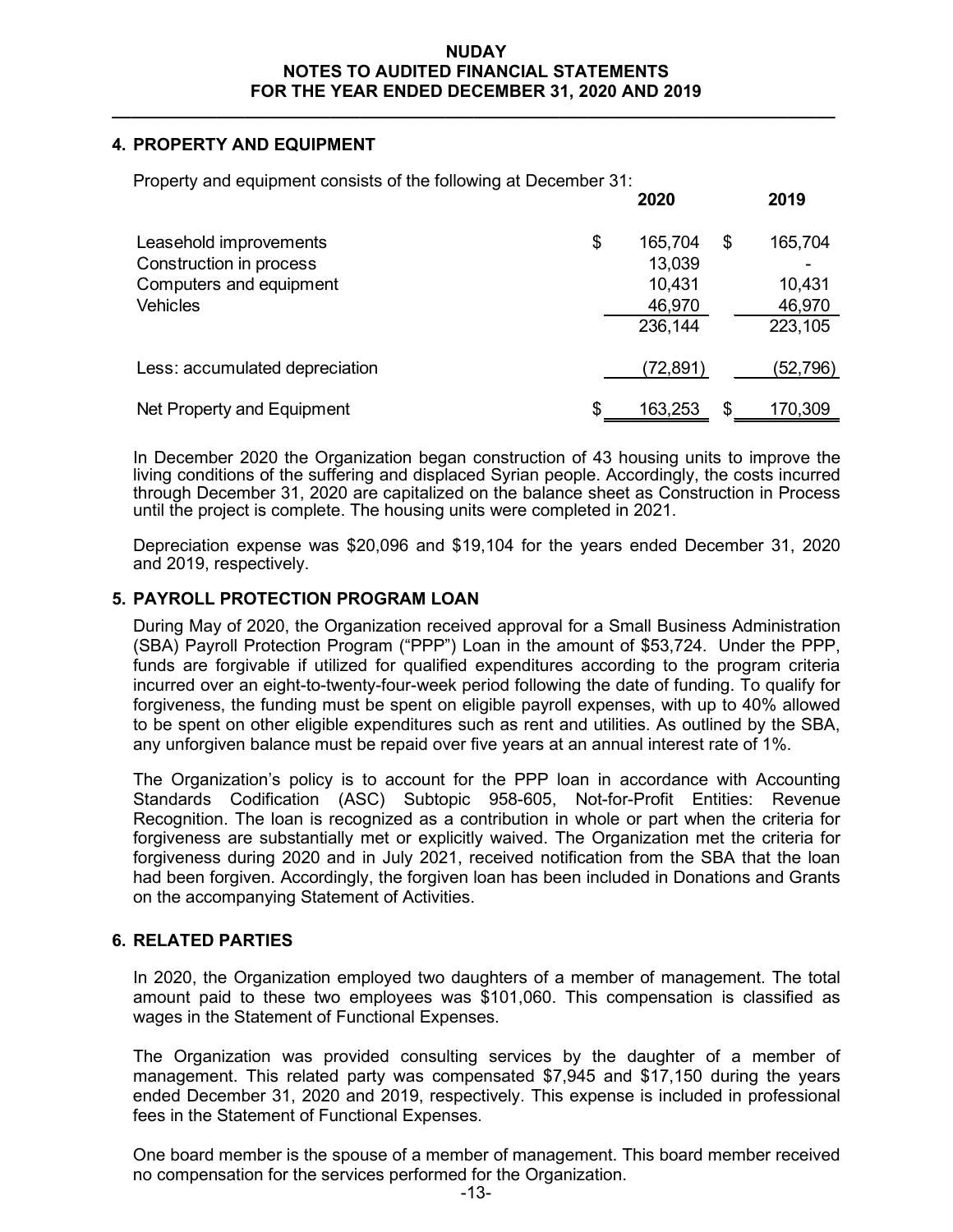## 4. PROPERTY AND EQUIPMENT

Property and equipment consists of the following at December 31:

| | 2020 | 2019 |
|---|---|---|
| Leasehold improvements | $ 165,704 | $ 165,704 |
| Construction in process | 13,039 | - |
| Computers and equipment | 10,431 | 10,431 |
| Vehicles | 46,970 | 46,970 |
| | 236,144 | 223,105 |
| Less: accumulated depreciation | (72,891) | (52,796) |
| Net Property and Equipment | $ 163,253 | $ 170,309 |

In December 2020 the Organization began construction of 43 housing units to improve the living conditions of the suffering and displaced Syrian people. Accordingly, the costs incurred through December 31, 2020 are capitalized on the balance sheet as Construction in Process until the project is complete. The housing units were completed in 2021.

Depreciation expense was $20,096 and $19,104 for the years ended December 31, 2020 and 2019, respectively.

## 5. PAYROLL PROTECTION PROGRAM LOAN

During May of 2020, the Organization received approval for a Small Business Administration (SBA) Payroll Protection Program ("PPP") Loan in the amount of $53,724. Under the PPP, funds are forgivable if utilized for qualified expenditures according to the program criteria incurred over an eight-to-twenty-four-week period following the date of funding. To qualify for forgiveness, the funding must be spent on eligible payroll expenses, with up to 40% allowed to be spent on other eligible expenditures such as rent and utilities. As outlined by the SBA, any unforgiven balance must be repaid over five years at an annual interest rate of 1%.

The Organization's policy is to account for the PPP loan in accordance with Accounting Standards Codification (ASC) Subtopic 958-605, Not-for-Profit Entities: Revenue Recognition. The loan is recognized as a contribution in whole or part when the criteria for forgiveness are substantially met or explicitly waived. The Organization met the criteria for forgiveness during 2020 and in July 2021, received notification from the SBA that the loan had been forgiven. Accordingly, the forgiven loan has been included in Donations and Grants on the accompanying Statement of Activities.

## 6. RELATED PARTIES

In 2020, the Organization employed two daughters of a member of management. The total amount paid to these two employees was $101,060. This compensation is classified as wages in the Statement of Functional Expenses.

The Organization was provided consulting services by the daughter of a member of management. This related party was compensated $7,945 and $17,150 during the years ended December 31, 2020 and 2019, respectively. This expense is included in professional fees in the Statement of Functional Expenses.

One board member is the spouse of a member of management. This board member received no compensation for the services performed for the Organization.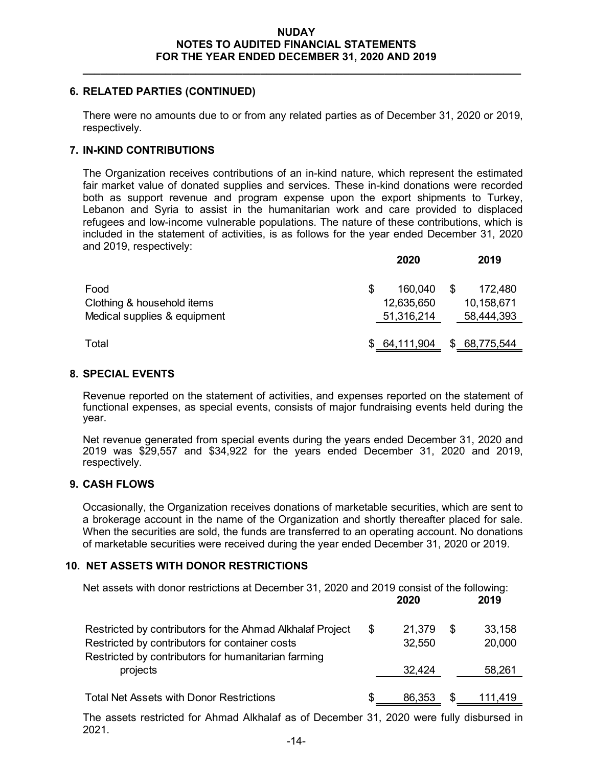## 6. RELATED PARTIES (CONTINUED)

There were no amounts due to or from any related parties as of December 31, 2020 or 2019, respectively.

## 7. IN-KIND CONTRIBUTIONS

The Organization receives contributions of an in-kind nature, which represent the estimated fair market value of donated supplies and services. These in-kind donations were recorded both as support revenue and program expense upon the export shipments to Turkey, Lebanon and Syria to assist in the humanitarian work and care provided to displaced refugees and low-income vulnerable populations. The nature of these contributions, which is included in the statement of activities, is as follows for the year ended December 31, 2020 and 2019, respectively:

| | 2020 | 2019 |
|---|---|---|
| Food | $ 160,040 | $ 172,480 |
| Clothing & household items | 12,635,650 | 10,158,671 |
| Medical supplies & equipment | 51,316,214 | 58,444,393 |
| Total | $ 64,111,904 | $ 68,775,544 |

## 8. SPECIAL EVENTS

Revenue reported on the statement of activities, and expenses reported on the statement of functional expenses, as special events, consists of major fundraising events held during the year.

Net revenue generated from special events during the years ended December 31, 2020 and 2019 was $29,557 and $34,922 for the years ended December 31, 2020 and 2019, respectively.

## 9. CASH FLOWS

Occasionally, the Organization receives donations of marketable securities, which are sent to a brokerage account in the name of the Organization and shortly thereafter placed for sale. When the securities are sold, the funds are transferred to an operating account. No donations of marketable securities were received during the year ended December 31, 2020 or 2019.

## 10. NET ASSETS WITH DONOR RESTRICTIONS

Net assets with donor restrictions at December 31, 2020 and 2019 consist of the following:

| | 2020 | 2019 |
|---|---|---|
| Restricted by contributors for the Ahmad Alkhalaf Project | $ 21,379 | $ 33,158 |
| Restricted by contributors for container costs | 32,550 | 20,000 |
| Restricted by contributors for humanitarian farming projects | 32,424 | 58,261 |
| Total Net Assets with Donor Restrictions | $ 86,353 | $ 111,419 |

The assets restricted for Ahmad Alkhalaf as of December 31, 2020 were fully disbursed in 2021.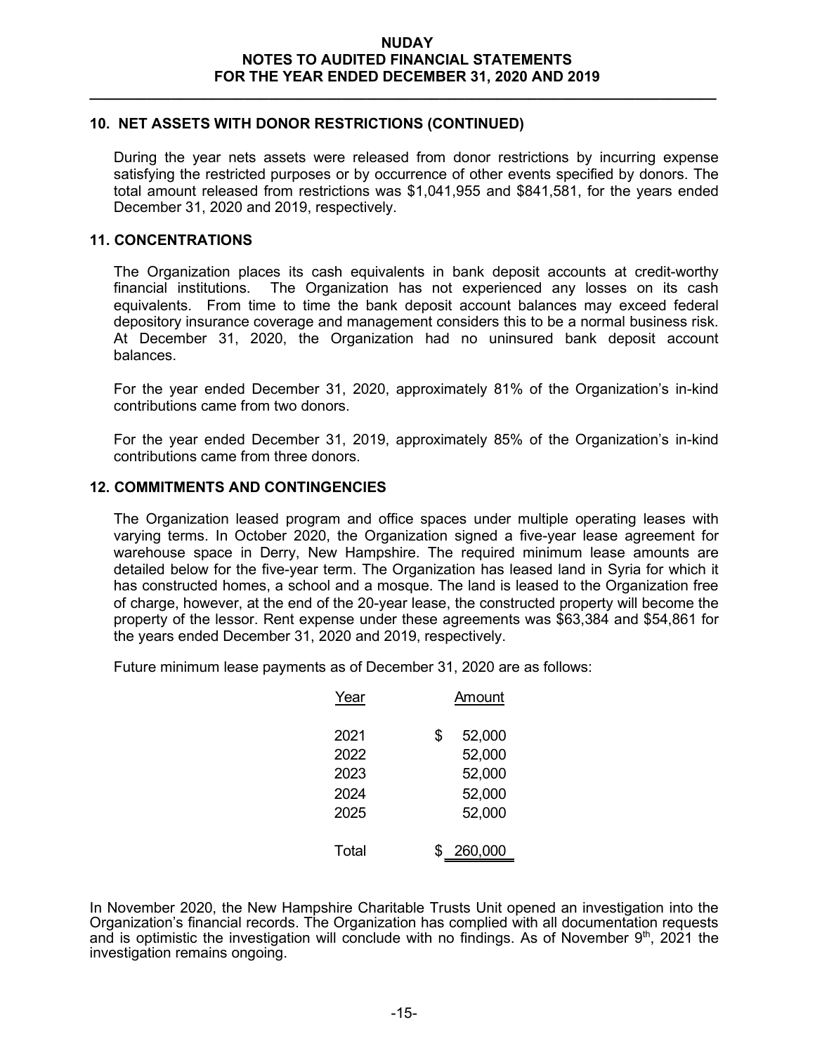## 10. NET ASSETS WITH DONOR RESTRICTIONS (CONTINUED)

During the year nets assets were released from donor restrictions by incurring expense satisfying the restricted purposes or by occurrence of other events specified by donors. The total amount released from restrictions was $1,041,955 and $841,581, for the years ended December 31, 2020 and 2019, respectively.

## 11. CONCENTRATIONS

The Organization places its cash equivalents in bank deposit accounts at credit-worthy financial institutions. The Organization has not experienced any losses on its cash equivalents. From time to time the bank deposit account balances may exceed federal depository insurance coverage and management considers this to be a normal business risk. At December 31, 2020, the Organization had no uninsured bank deposit account balances.

For the year ended December 31, 2020, approximately 81% of the Organization's in-kind contributions came from two donors.

For the year ended December 31, 2019, approximately 85% of the Organization's in-kind contributions came from three donors.

## 12. COMMITMENTS AND CONTINGENCIES

The Organization leased program and office spaces under multiple operating leases with varying terms. In October 2020, the Organization signed a five-year lease agreement for warehouse space in Derry, New Hampshire. The required minimum lease amounts are detailed below for the five-year term. The Organization has leased land in Syria for which it has constructed homes, a school and a mosque. The land is leased to the Organization free of charge, however, at the end of the 20-year lease, the constructed property will become the property of the lessor. Rent expense under these agreements was $63,384 and $54,861 for the years ended December 31, 2020 and 2019, respectively.

Future minimum lease payments as of December 31, 2020 are as follows:

| Year | Amount |
|---|---|
| 2021 | $ 52,000 |
| 2022 | 52,000 |
| 2023 | 52,000 |
| 2024 | 52,000 |
| 2025 | 52,000 |
| Total | $ 260,000 |

In November 2020, the New Hampshire Charitable Trusts Unit opened an investigation into the Organization's financial records. The Organization has complied with all documentation requests and is optimistic the investigation will conclude with no findings. As of November 9th, 2021 the investigation remains ongoing.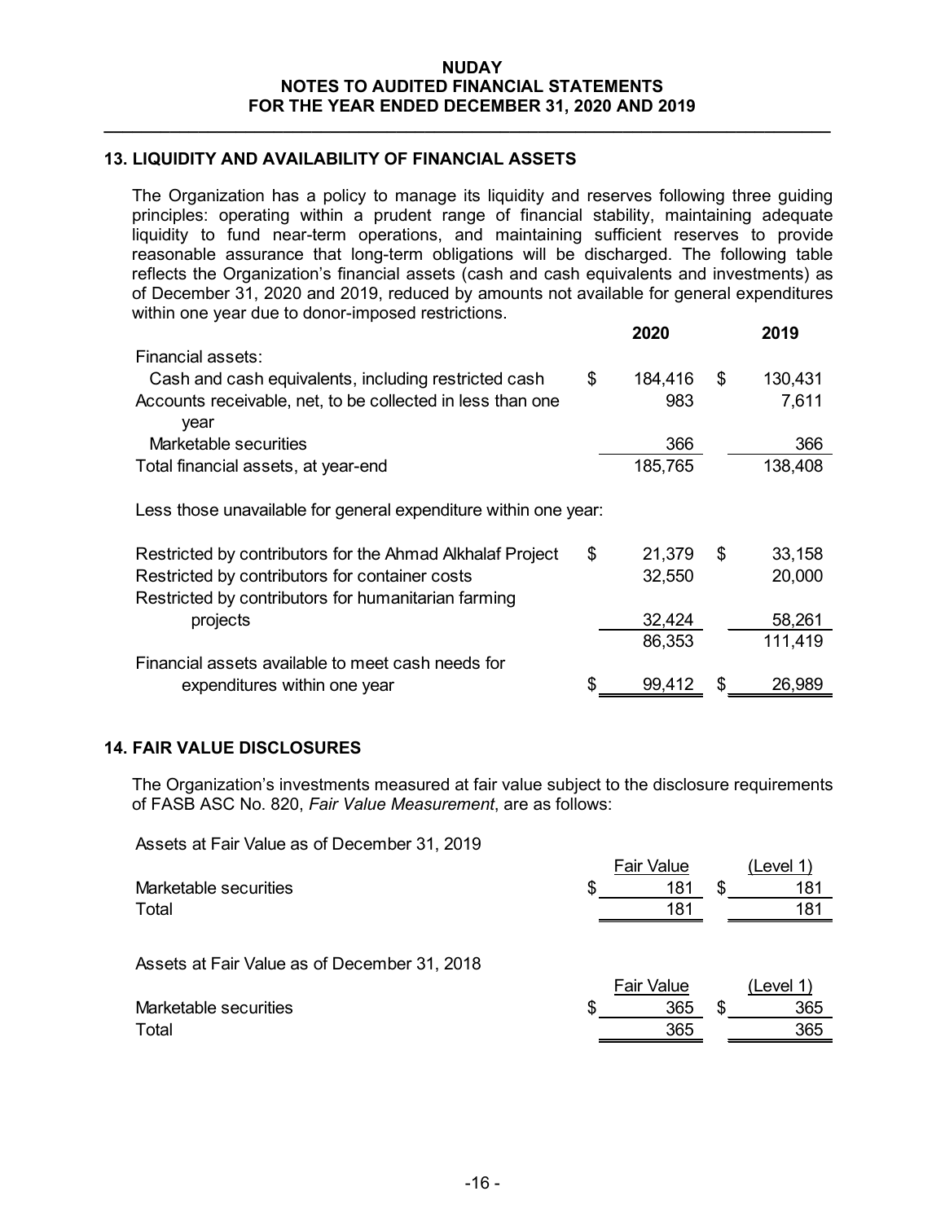## 13. LIQUIDITY AND AVAILABILITY OF FINANCIAL ASSETS

The Organization has a policy to manage its liquidity and reserves following three guiding principles: operating within a prudent range of financial stability, maintaining adequate liquidity to fund near-term operations, and maintaining sufficient reserves to provide reasonable assurance that long-term obligations will be discharged. The following table reflects the Organization's financial assets (cash and cash equivalents and investments) as of December 31, 2020 and 2019, reduced by amounts not available for general expenditures within one year due to donor-imposed restrictions.

| | 2020 | 2019 |
|---|---|---|
| Financial assets: | | |
| Cash and cash equivalents, including restricted cash | $ 184,416 | $ 130,431 |
| Accounts receivable, net, to be collected in less than one year | 983 | 7,611 |
| Marketable securities | 366 | 366 |
| Total financial assets, at year-end | 185,765 | 138,408 |
| Less those unavailable for general expenditure within one year: | | |
| Restricted by contributors for the Ahmad Alkhalaf Project | $ 21,379 | $ 33,158 |
| Restricted by contributors for container costs | 32,550 | 20,000 |
| Restricted by contributors for humanitarian farming projects | 32,424 | 58,261 |
| | 86,353 | 111,419 |
| Financial assets available to meet cash needs for expenditures within one year | $ 99,412 | $ 26,989 |

## 14. FAIR VALUE DISCLOSURES

The Organization's investments measured at fair value subject to the disclosure requirements of FASB ASC No. 820, *Fair Value Measurement*, are as follows:

Assets at Fair Value as of December 31, 2019

| | Fair Value | (Level 1) |
|---|---|---|
| Marketable securities | $ 181 | $ 181 |
| Total | 181 | 181 |

Assets at Fair Value as of December 31, 2018

| | Fair Value | (Level 1) |
|---|---|---|
| Marketable securities | $ 365 | $ 365 |
| Total | 365 | 365 |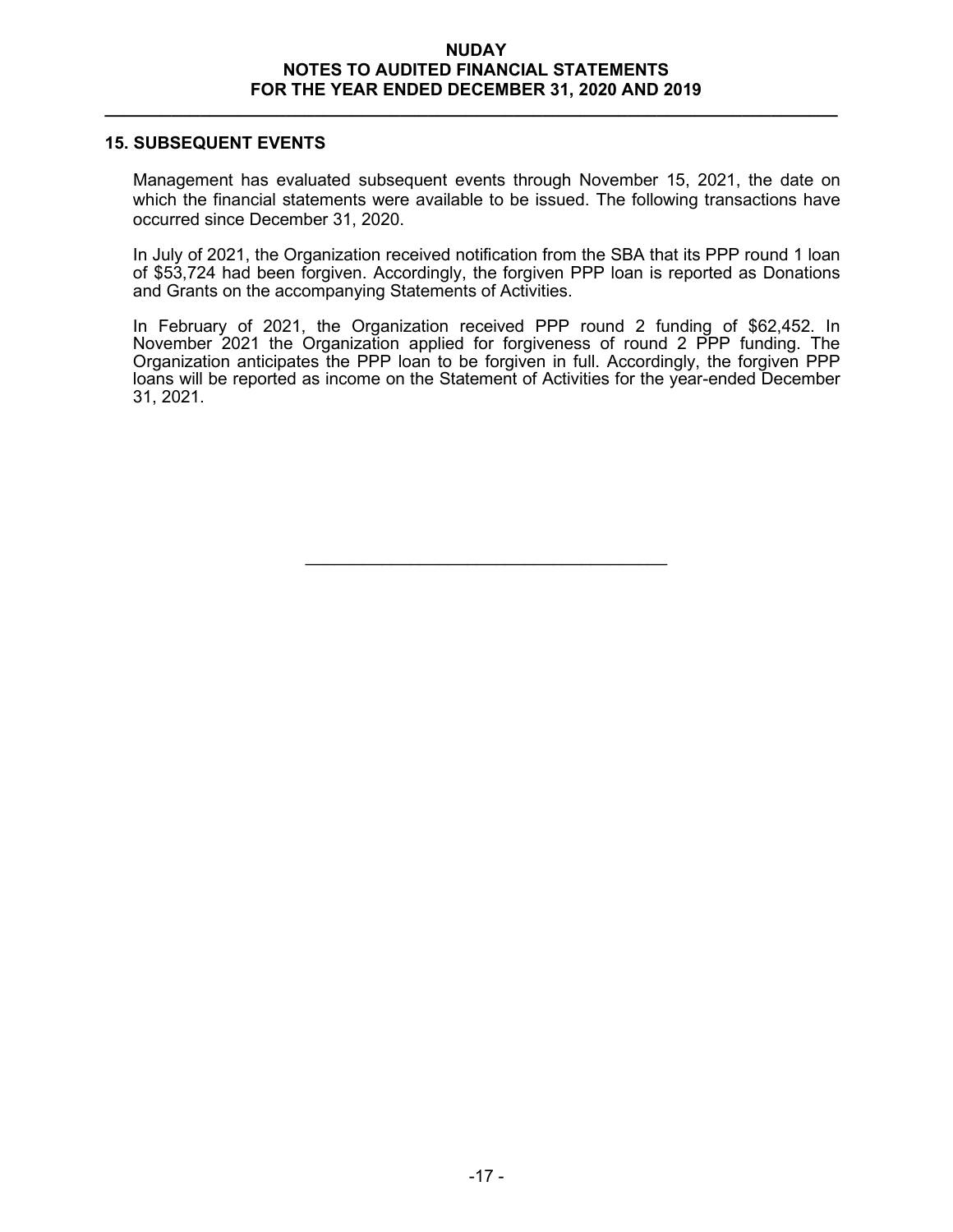## 15. SUBSEQUENT EVENTS

Management has evaluated subsequent events through November 15, 2021, the date on which the financial statements were available to be issued. The following transactions have occurred since December 31, 2020.

In July of 2021, the Organization received notification from the SBA that its PPP round 1 loan of $53,724 had been forgiven. Accordingly, the forgiven PPP loan is reported as Donations and Grants on the accompanying Statements of Activities.

In February of 2021, the Organization received PPP round 2 funding of $62,452. In November 2021 the Organization applied for forgiveness of round 2 PPP funding. The Organization anticipates the PPP loan to be forgiven in full. Accordingly, the forgiven PPP loans will be reported as income on the Statement of Activities for the year-ended December 31, 2021.